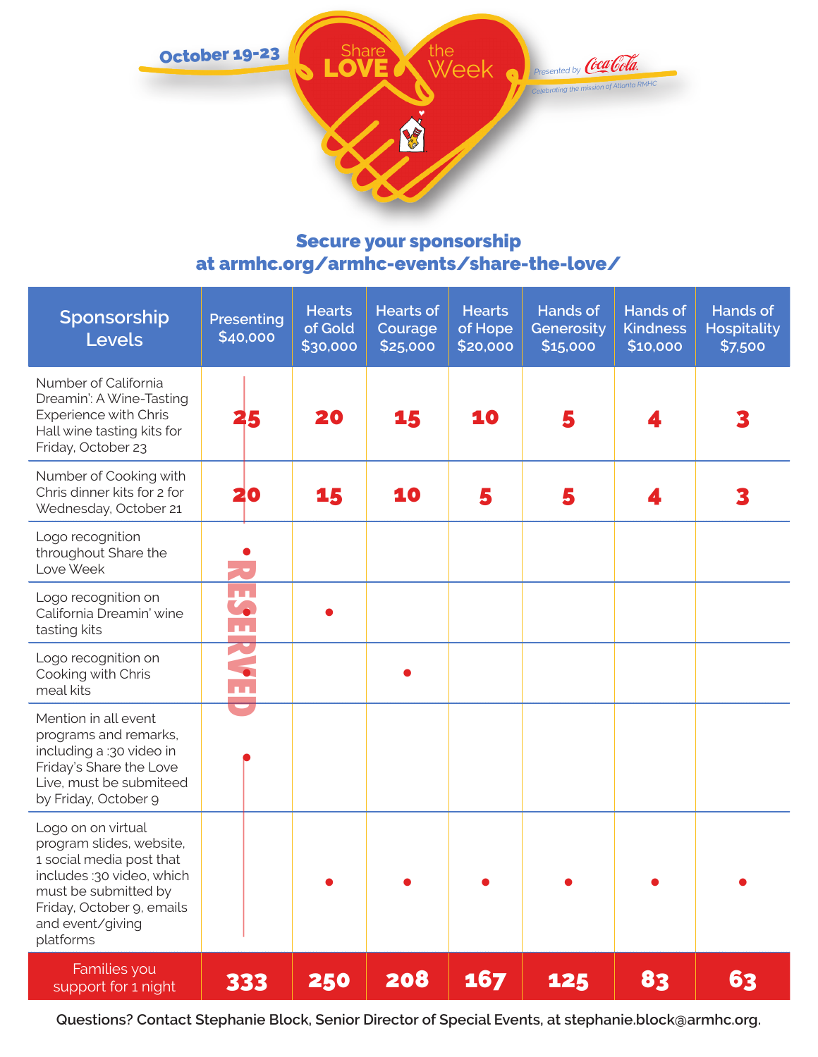October 19-23

# Share LOVE the Week

Presented by Coca-Cola

Celebrating the mission of Atlanta RMHC

## Secure your sponsorship at armhc.org/armhc-events/share-the-love/

| Sponsorship Levels | Presenting $40,000 | Hearts of Gold $30,000 | Hearts of Courage $25,000 | Hearts of Hope $20,000 | Hands of Generosity $15,000 | Hands of Kindness $10,000 | Hands of Hospitality $7,500 |
|---|---|---|---|---|---|---|---|
| Number of California Dreamin': A Wine-Tasting Experience with Chris Hall wine tasting kits for Friday, October 23 | 25 | 20 | 15 | 10 | 5 | 4 | 3 |
| Number of Cooking with Chris dinner kits for 2 for Wednesday, October 21 | 20 | 15 | 10 | 5 | 5 | 4 | 3 |
| Logo recognition throughout Share the Love Week | • | | | | | | |
| Logo recognition on California Dreamin' wine tasting kits | • | • | | | | | |
| Logo recognition on Cooking with Chris meal kits | • | | • | | | | |
| Mention in all event programs and remarks, including a :30 video in Friday's Share the Love Live, must be submiteed by Friday, October 9 | • | | | | | | |
| Logo on on virtual program slides, website, 1 social media post that includes :30 video, which must be submitted by Friday, October 9, emails and event/giving platforms | | • | • | • | • | • | • |
| Families you support for 1 night | 333 | 250 | 208 | 167 | 125 | 83 | 63 |

RESERVED

Questions? Contact Stephanie Block, Senior Director of Special Events, at stephanie.block@armhc.org.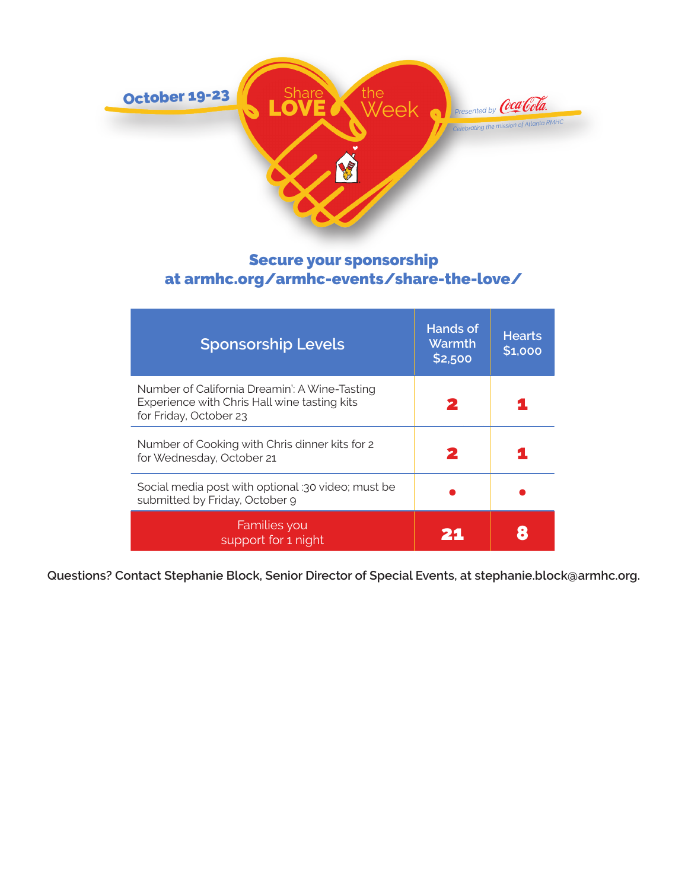October 19-23

Share LOVE the Week

Presented by Coca-Cola

Celebrating the mission of Atlanta RMHC

## Secure your sponsorship at armhc.org/armhc-events/share-the-love/

| Sponsorship Levels | Hands of Warmth $2,500 | Hearts $1,000 |
|---|---|---|
| Number of California Dreamin': A Wine-Tasting Experience with Chris Hall wine tasting kits for Friday, October 23 | 2 | 1 |
| Number of Cooking with Chris dinner kits for 2 for Wednesday, October 21 | 2 | 1 |
| Social media post with optional :30 video; must be submitted by Friday, October 9 | • | • |
| Families you support for 1 night | 21 | 8 |

**Questions? Contact Stephanie Block, Senior Director of Special Events, at stephanie.block@armhc.org.**